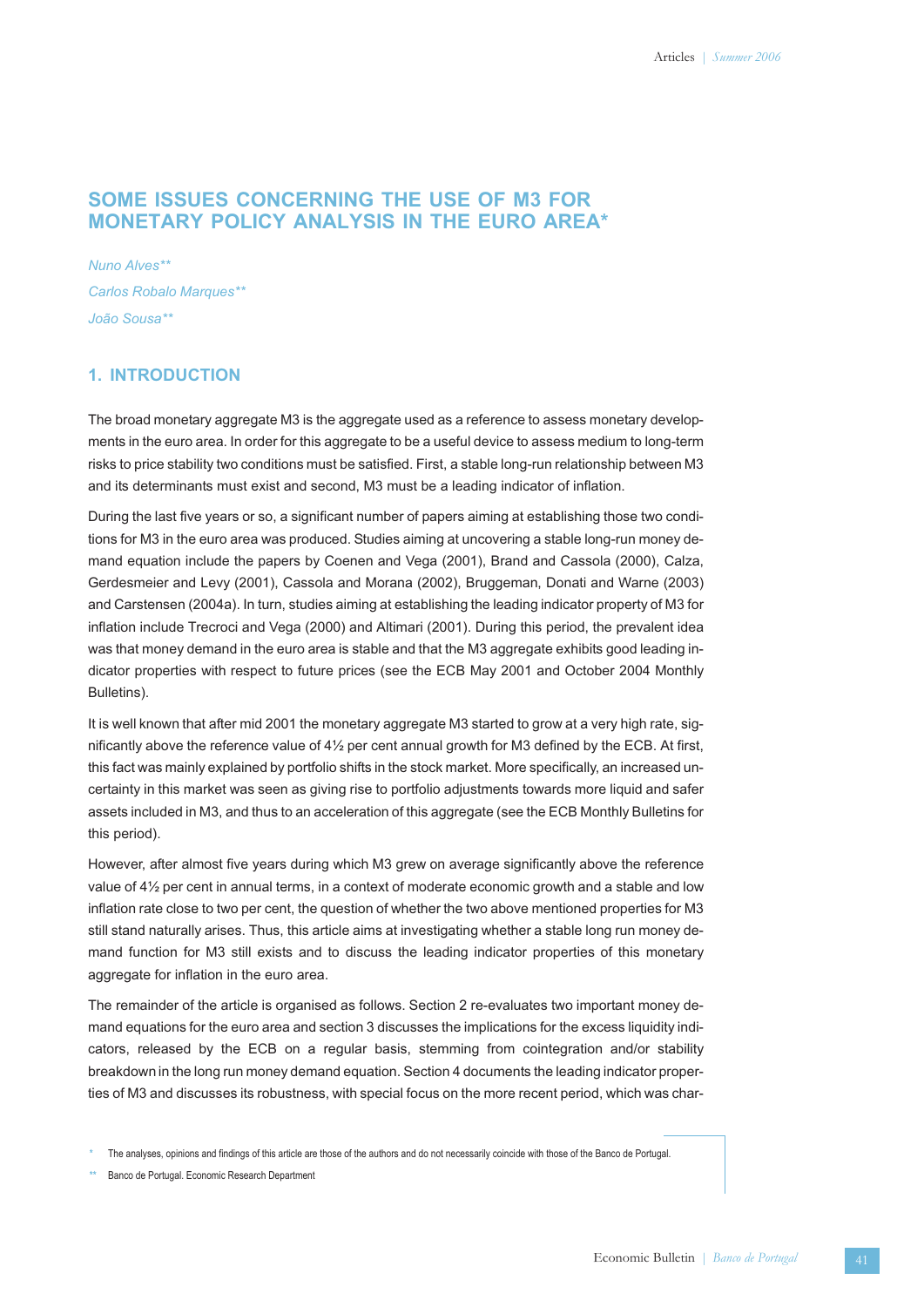# SOME ISSUES CONCERNING THE USE OF M3 FOR MONETARY POLICY ANALYSIS IN THE EURO AREA*

*Nuno Alves***

*Carlos Robalo Marques***

*João Sousa***

## 1. INTRODUCTION

The broad monetary aggregate M3 is the aggregate used as a reference to assess monetary developments in the euro area. In order for this aggregate to be a useful device to assess medium to long-term risks to price stability two conditions must be satisfied. First, a stable long-run relationship between M3 and its determinants must exist and second, M3 must be a leading indicator of inflation.

During the last five years or so, a significant number of papers aiming at establishing those two conditions for M3 in the euro area was produced. Studies aiming at uncovering a stable long-run money demand equation include the papers by Coenen and Vega (2001), Brand and Cassola (2000), Calza, Gerdesmeier and Levy (2001), Cassola and Morana (2002), Bruggeman, Donati and Warne (2003) and Carstensen (2004a). In turn, studies aiming at establishing the leading indicator property of M3 for inflation include Trecroci and Vega (2000) and Altimari (2001). During this period, the prevalent idea was that money demand in the euro area is stable and that the M3 aggregate exhibits good leading indicator properties with respect to future prices (see the ECB May 2001 and October 2004 Monthly Bulletins).

It is well known that after mid 2001 the monetary aggregate M3 started to grow at a very high rate, significantly above the reference value of 4½ per cent annual growth for M3 defined by the ECB. At first, this fact was mainly explained by portfolio shifts in the stock market. More specifically, an increased uncertainty in this market was seen as giving rise to portfolio adjustments towards more liquid and safer assets included in M3, and thus to an acceleration of this aggregate (see the ECB Monthly Bulletins for this period).

However, after almost five years during which M3 grew on average significantly above the reference value of 4½ per cent in annual terms, in a context of moderate economic growth and a stable and low inflation rate close to two per cent, the question of whether the two above mentioned properties for M3 still stand naturally arises. Thus, this article aims at investigating whether a stable long run money demand function for M3 still exists and to discuss the leading indicator properties of this monetary aggregate for inflation in the euro area.

The remainder of the article is organised as follows. Section 2 re-evaluates two important money demand equations for the euro area and section 3 discusses the implications for the excess liquidity indicators, released by the ECB on a regular basis, stemming from cointegration and/or stability breakdown in the long run money demand equation. Section 4 documents the leading indicator properties of M3 and discusses its robustness, with special focus on the more recent period, which was char-

\* The analyses, opinions and findings of this article are those of the authors and do not necessarily coincide with those of the Banco de Portugal.

\*\* Banco de Portugal. Economic Research Department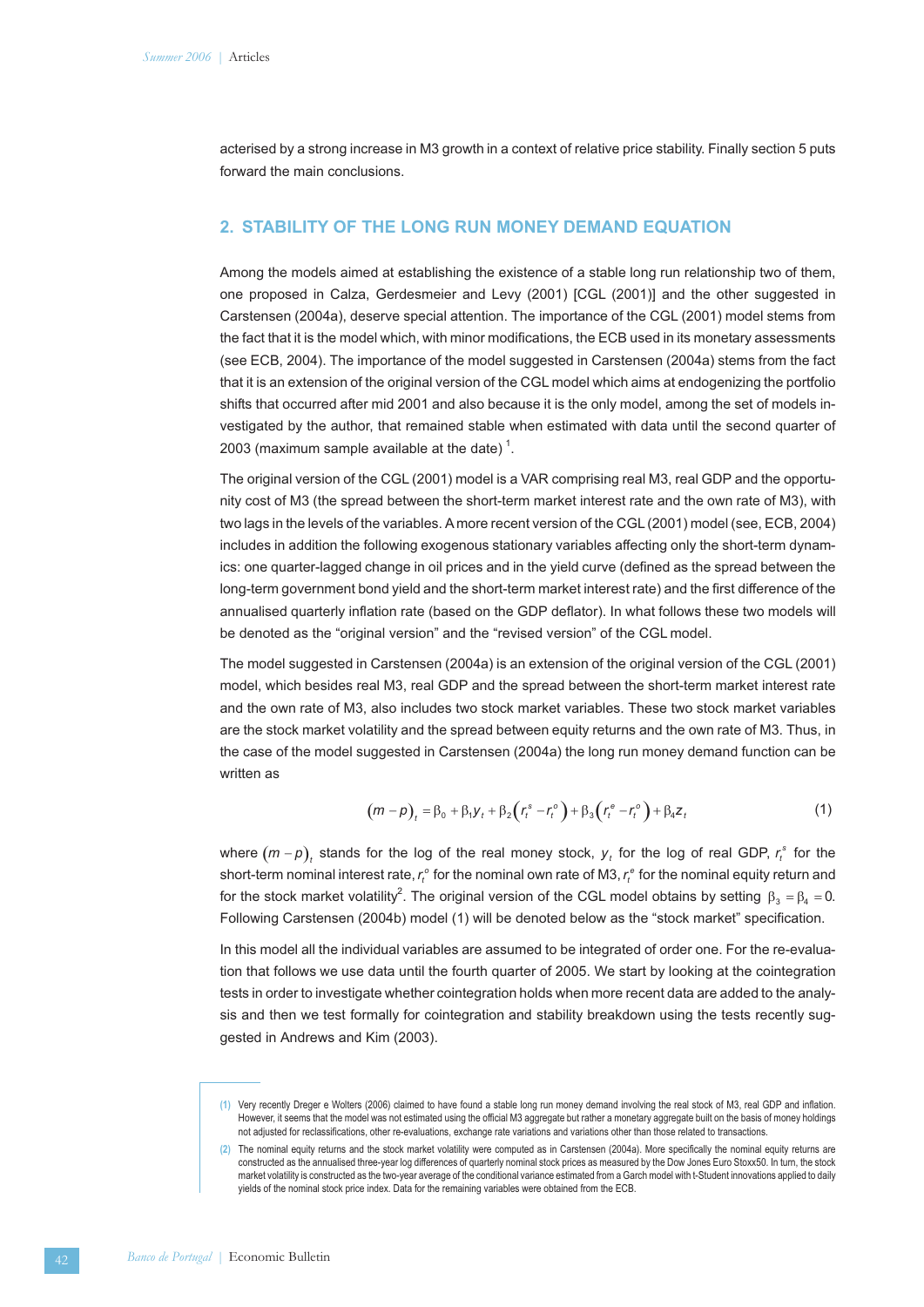acterised by a strong increase in M3 growth in a context of relative price stability. Finally section 5 puts forward the main conclusions.

## 2. STABILITY OF THE LONG RUN MONEY DEMAND EQUATION

Among the models aimed at establishing the existence of a stable long run relationship two of them, one proposed in Calza, Gerdesmeier and Levy (2001) [CGL (2001)] and the other suggested in Carstensen (2004a), deserve special attention. The importance of the CGL (2001) model stems from the fact that it is the model which, with minor modifications, the ECB used in its monetary assessments (see ECB, 2004). The importance of the model suggested in Carstensen (2004a) stems from the fact that it is an extension of the original version of the CGL model which aims at endogenizing the portfolio shifts that occurred after mid 2001 and also because it is the only model, among the set of models investigated by the author, that remained stable when estimated with data until the second quarter of 2003 (maximum sample available at the date) [1].

The original version of the CGL (2001) model is a VAR comprising real M3, real GDP and the opportunity cost of M3 (the spread between the short-term market interest rate and the own rate of M3), with two lags in the levels of the variables. A more recent version of the CGL (2001) model (see, ECB, 2004) includes in addition the following exogenous stationary variables affecting only the short-term dynamics: one quarter-lagged change in oil prices and in the yield curve (defined as the spread between the long-term government bond yield and the short-term market interest rate) and the first difference of the annualised quarterly inflation rate (based on the GDP deflator). In what follows these two models will be denoted as the "original version" and the "revised version" of the CGL model.

The model suggested in Carstensen (2004a) is an extension of the original version of the CGL (2001) model, which besides real M3, real GDP and the spread between the short-term market interest rate and the own rate of M3, also includes two stock market variables. These two stock market variables are the stock market volatility and the spread between equity returns and the own rate of M3. Thus, in the case of the model suggested in Carstensen (2004a) the long run money demand function can be written as

$$(m-p)_t = \beta_0 + \beta_1 y_t + \beta_2\left(r_t^s - r_t^o\right) + \beta_3\left(r_t^e - r_t^o\right) + \beta_4 z_t \qquad (1)$$

where $(m-p)_t$ stands for the log of the real money stock, $y_t$ for the log of real GDP, $r_t^s$ for the short-term nominal interest rate, $r_t^o$ for the nominal own rate of M3, $r_t^e$ for the nominal equity return and for the stock market volatility[2]. The original version of the CGL model obtains by setting $\beta_3 = \beta_4 = 0$. Following Carstensen (2004b) model (1) will be denoted below as the "stock market" specification.

In this model all the individual variables are assumed to be integrated of order one. For the re-evaluation that follows we use data until the fourth quarter of 2005. We start by looking at the cointegration tests in order to investigate whether cointegration holds when more recent data are added to the analysis and then we test formally for cointegration and stability breakdown using the tests recently suggested in Andrews and Kim (2003).

(1) Very recently Dreger e Wolters (2006) claimed to have found a stable long run money demand involving the real stock of M3, real GDP and inflation. However, it seems that the model was not estimated using the official M3 aggregate but rather a monetary aggregate built on the basis of money holdings not adjusted for reclassifications, other re-evaluations, exchange rate variations and variations other than those related to transactions.

(2) The nominal equity returns and the stock market volatility were computed as in Carstensen (2004a). More specifically the nominal equity returns are constructed as the annualised three-year log differences of quarterly nominal stock prices as measured by the Dow Jones Euro Stoxx50. In turn, the stock market volatility is constructed as the two-year average of the conditional variance estimated from a Garch model with t-Student innovations applied to daily yields of the nominal stock price index. Data for the remaining variables were obtained from the ECB.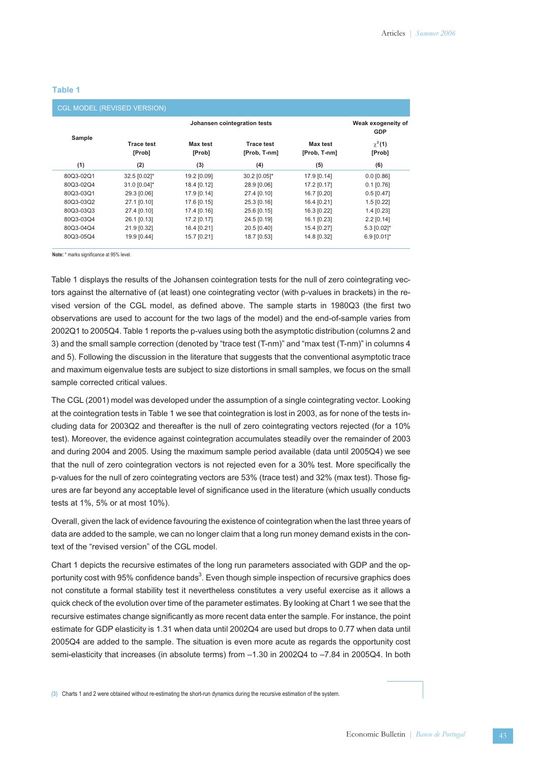**Table 1**

CGL MODEL (REVISED VERSION)

| Sample | Johansen cointegration tests | | | | Weak exogeneity of GDP |
|---|---|---|---|---|---|
| | Trace test [Prob] | Max test [Prob] | Trace test [Prob, T-nm] | Max test [Prob, T-nm] | $\chi^2(1)$ [Prob] |
| (1) | (2) | (3) | (4) | (5) | (6) |
| 80Q3-02Q1 | 32.5 [0.02]* | 19.2 [0.09] | 30.2 [0.05]* | 17.9 [0.14] | 0.0 [0.86] |
| 80Q3-02Q4 | 31.0 [0.04]* | 18.4 [0.12] | 28.9 [0.06] | 17.2 [0.17] | 0.1 [0.76] |
| 80Q3-03Q1 | 29.3 [0.06] | 17.9 [0.14] | 27.4 [0.10] | 16.7 [0.20] | 0.5 [0.47] |
| 80Q3-03Q2 | 27.1 [0.10] | 17.6 [0.15] | 25.3 [0.16] | 16.4 [0.21] | 1.5 [0.22] |
| 80Q3-03Q3 | 27.4 [0.10] | 17.4 [0.16] | 25.6 [0.15] | 16.3 [0.22] | 1.4 [0.23] |
| 80Q3-03Q4 | 26.1 [0.13] | 17.2 [0.17] | 24.5 [0.19] | 16.1 [0.23] | 2.2 [0.14] |
| 80Q3-04Q4 | 21.9 [0.32] | 16.4 [0.21] | 20.5 [0.40] | 15.4 [0.27] | 5.3 [0.02]* |
| 80Q3-05Q4 | 19.9 [0.44] | 15.7 [0.21] | 18.7 [0.53] | 14.8 [0.32] | 6.9 [0.01]* |

**Note:** * marks significance at 95% level.

Table 1 displays the results of the Johansen cointegration tests for the null of zero cointegrating vectors against the alternative of (at least) one cointegrating vector (with p-values in brackets) in the revised version of the CGL model, as defined above. The sample starts in 1980Q3 (the first two observations are used to account for the two lags of the model) and the end-of-sample varies from 2002Q1 to 2005Q4. Table 1 reports the p-values using both the asymptotic distribution (columns 2 and 3) and the small sample correction (denoted by "trace test (T-nm)" and "max test (T-nm)" in columns 4 and 5). Following the discussion in the literature that suggests that the conventional asymptotic trace and maximum eigenvalue tests are subject to size distortions in small samples, we focus on the small sample corrected critical values.

The CGL (2001) model was developed under the assumption of a single cointegrating vector. Looking at the cointegration tests in Table 1 we see that cointegration is lost in 2003, as for none of the tests including data for 2003Q2 and thereafter is the null of zero cointegrating vectors rejected (for a 10% test). Moreover, the evidence against cointegration accumulates steadily over the remainder of 2003 and during 2004 and 2005. Using the maximum sample period available (data until 2005Q4) we see that the null of zero cointegration vectors is not rejected even for a 30% test. More specifically the p-values for the null of zero cointegrating vectors are 53% (trace test) and 32% (max test). Those figures are far beyond any acceptable level of significance used in the literature (which usually conducts tests at 1%, 5% or at most 10%).

Overall, given the lack of evidence favouring the existence of cointegration when the last three years of data are added to the sample, we can no longer claim that a long run money demand exists in the context of the "revised version" of the CGL model.

Chart 1 depicts the recursive estimates of the long run parameters associated with GDP and the opportunity cost with 95% confidence bands[3]. Even though simple inspection of recursive graphics does not constitute a formal stability test it nevertheless constitutes a very useful exercise as it allows a quick check of the evolution over time of the parameter estimates. By looking at Chart 1 we see that the recursive estimates change significantly as more recent data enter the sample. For instance, the point estimate for GDP elasticity is 1.31 when data until 2002Q4 are used but drops to 0.77 when data until 2005Q4 are added to the sample. The situation is even more acute as regards the opportunity cost semi-elasticity that increases (in absolute terms) from –1.30 in 2002Q4 to –7.84 in 2005Q4. In both

(3) Charts 1 and 2 were obtained without re-estimating the short-run dynamics during the recursive estimation of the system.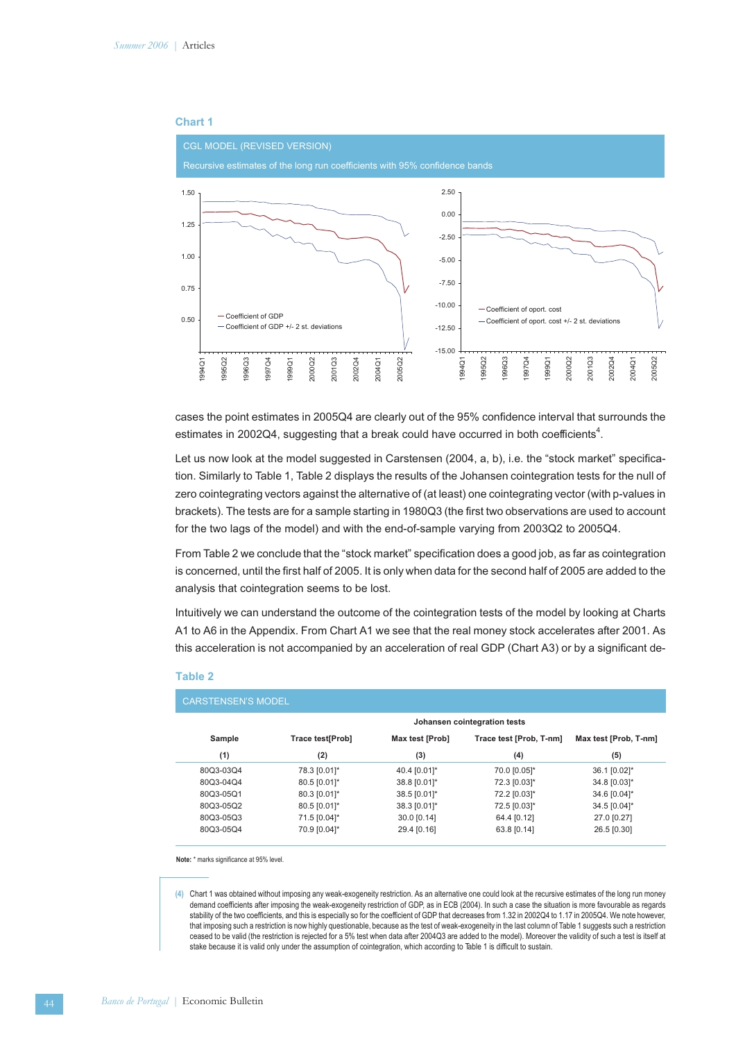**Chart 1**

CGL MODEL (REVISED VERSION)

Recursive estimates of the long run coefficients with 95% confidence bands

cases the point estimates in 2005Q4 are clearly out of the 95% confidence interval that surrounds the estimates in 2002Q4, suggesting that a break could have occurred in both coefficients[4].

Let us now look at the model suggested in Carstensen (2004, a, b), i.e. the "stock market" specification. Similarly to Table 1, Table 2 displays the results of the Johansen cointegration tests for the null of zero cointegrating vectors against the alternative of (at least) one cointegrating vector (with p-values in brackets). The tests are for a sample starting in 1980Q3 (the first two observations are used to account for the two lags of the model) and with the end-of-sample varying from 2003Q2 to 2005Q4.

From Table 2 we conclude that the "stock market" specification does a good job, as far as cointegration is concerned, until the first half of 2005. It is only when data for the second half of 2005 are added to the analysis that cointegration seems to be lost.

Intuitively we can understand the outcome of the cointegration tests of the model by looking at Charts A1 to A6 in the Appendix. From Chart A1 we see that the real money stock accelerates after 2001. As this acceleration is not accompanied by an acceleration of real GDP (Chart A3) or by a significant de-

**Table 2**

CARSTENSEN'S MODEL

| | Johansen cointegration tests | | | |
|---|---|---|---|---|
| Sample | Trace test[Prob] | Max test [Prob] | Trace test [Prob, T-nm] | Max test [Prob, T-nm] |
| (1) | (2) | (3) | (4) | (5) |
| 80Q3-03Q4 | 78.3 [0.01]* | 40.4 [0.01]* | 70.0 [0.05]* | 36.1 [0.02]* |
| 80Q3-04Q4 | 80.5 [0.01]* | 38.8 [0.01]* | 72.3 [0.03]* | 34.8 [0.03]* |
| 80Q3-05Q1 | 80.3 [0.01]* | 38.5 [0.01]* | 72.2 [0.03]* | 34.6 [0.04]* |
| 80Q3-05Q2 | 80.5 [0.01]* | 38.3 [0.01]* | 72.5 [0.03]* | 34.5 [0.04]* |
| 80Q3-05Q3 | 71.5 [0.04]* | 30.0 [0.14] | 64.4 [0.12] | 27.0 [0.27] |
| 80Q3-05Q4 | 70.9 [0.04]* | 29.4 [0.16] | 63.8 [0.14] | 26.5 [0.30] |

**Note:** * marks significance at 95% level.

(4) Chart 1 was obtained without imposing any weak-exogeneity restriction. As an alternative one could look at the recursive estimates of the long run money demand coefficients after imposing the weak-exogeneity restriction of GDP, as in ECB (2004). In such a case the situation is more favourable as regards stability of the two coefficients, and this is especially so for the coefficient of GDP that decreases from 1.32 in 2002Q4 to 1.17 in 2005Q4. We note however, that imposing such a restriction is now highly questionable, because as the test of weak-exogeneity in the last column of Table 1 suggests such a restriction ceased to be valid (the restriction is rejected for a 5% test when data after 2004Q3 are added to the model). Moreover the validity of such a test is itself at stake because it is valid only under the assumption of cointegration, which according to Table 1 is difficult to sustain.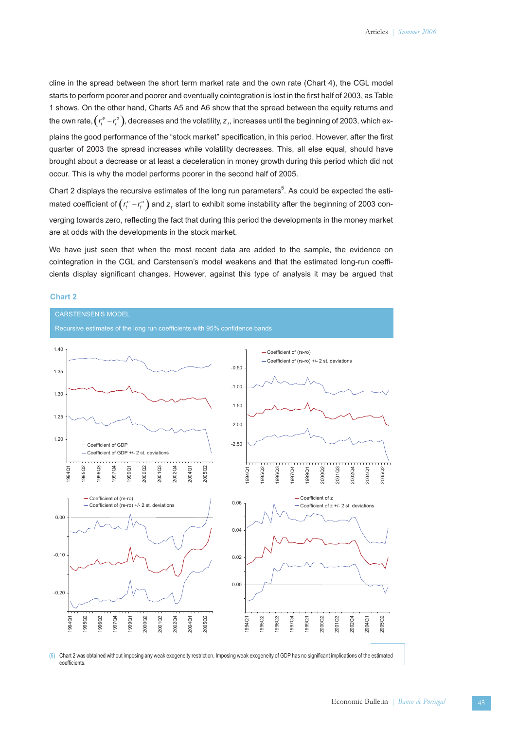cline in the spread between the short term market rate and the own rate (Chart 4), the CGL model starts to perform poorer and poorer and eventually cointegration is lost in the first half of 2003, as Table 1 shows. On the other hand, Charts A5 and A6 show that the spread between the equity returns and the own rate, $\left(r_t^e - r_t^o\right)$, decreases and the volatility, $z_t$, increases until the beginning of 2003, which explains the good performance of the "stock market" specification, in this period. However, after the first quarter of 2003 the spread increases while volatility decreases. This, all else equal, should have brought about a decrease or at least a deceleration in money growth during this period which did not occur. This is why the model performs poorer in the second half of 2005.

Chart 2 displays the recursive estimates of the long run parameters[5]. As could be expected the estimated coefficient of $\left(r_t^e - r_t^o\right)$ and $z_t$ start to exhibit some instability after the beginning of 2003 converging towards zero, reflecting the fact that during this period the developments in the money market are at odds with the developments in the stock market.

We have just seen that when the most recent data are added to the sample, the evidence on cointegration in the CGL and Carstensen's model weakens and that the estimated long-run coefficients display significant changes. However, against this type of analysis it may be argued that

### Chart 2

CARSTENSEN'S MODEL

Recursive estimates of the long run coefficients with 95% confidence bands

(5) Chart 2 was obtained without imposing any weak exogeneity restriction. Imposing weak exogeneity of GDP has no significant implications of the estimated coefficients.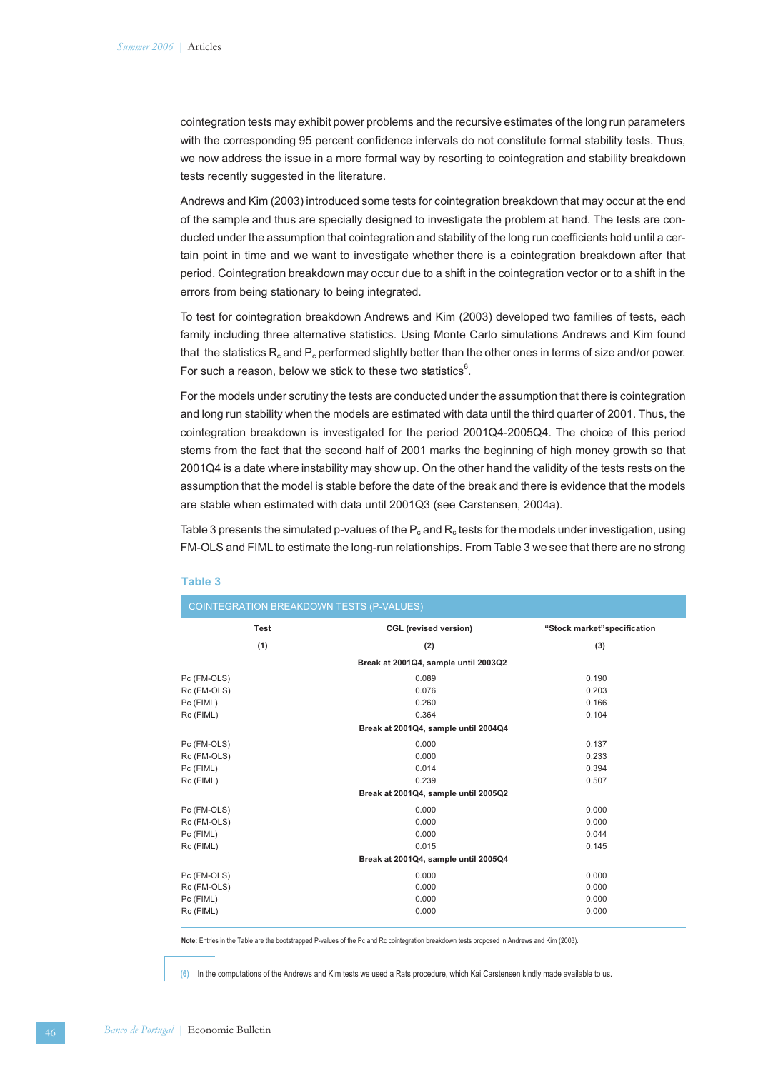cointegration tests may exhibit power problems and the recursive estimates of the long run parameters with the corresponding 95 percent confidence intervals do not constitute formal stability tests. Thus, we now address the issue in a more formal way by resorting to cointegration and stability breakdown tests recently suggested in the literature.

Andrews and Kim (2003) introduced some tests for cointegration breakdown that may occur at the end of the sample and thus are specially designed to investigate the problem at hand. The tests are conducted under the assumption that cointegration and stability of the long run coefficients hold until a certain point in time and we want to investigate whether there is a cointegration breakdown after that period. Cointegration breakdown may occur due to a shift in the cointegration vector or to a shift in the errors from being stationary to being integrated.

To test for cointegration breakdown Andrews and Kim (2003) developed two families of tests, each family including three alternative statistics. Using Monte Carlo simulations Andrews and Kim found that the statistics $R_c$ and $P_c$ performed slightly better than the other ones in terms of size and/or power. For such a reason, below we stick to these two statistics[6].

For the models under scrutiny the tests are conducted under the assumption that there is cointegration and long run stability when the models are estimated with data until the third quarter of 2001. Thus, the cointegration breakdown is investigated for the period 2001Q4-2005Q4. The choice of this period stems from the fact that the second half of 2001 marks the beginning of high money growth so that 2001Q4 is a date where instability may show up. On the other hand the validity of the tests rests on the assumption that the model is stable before the date of the break and there is evidence that the models are stable when estimated with data until 2001Q3 (see Carstensen, 2004a).

Table 3 presents the simulated p-values of the $P_c$ and $R_c$ tests for the models under investigation, using FM-OLS and FIML to estimate the long-run relationships. From Table 3 we see that there are no strong

**Table 3**

**COINTEGRATION BREAKDOWN TESTS (P-VALUES)**

| Test | CGL (revised version) | "Stock market" specification |
|---|---|---|
| (1) | (2) | (3) |
| | **Break at 2001Q4, sample until 2003Q2** | |
| Pc (FM-OLS) | 0.089 | 0.190 |
| Rc (FM-OLS) | 0.076 | 0.203 |
| Pc (FIML) | 0.260 | 0.166 |
| Rc (FIML) | 0.364 | 0.104 |
| | **Break at 2001Q4, sample until 2004Q4** | |
| Pc (FM-OLS) | 0.000 | 0.137 |
| Rc (FM-OLS) | 0.000 | 0.233 |
| Pc (FIML) | 0.014 | 0.394 |
| Rc (FIML) | 0.239 | 0.507 |
| | **Break at 2001Q4, sample until 2005Q2** | |
| Pc (FM-OLS) | 0.000 | 0.000 |
| Rc (FM-OLS) | 0.000 | 0.000 |
| Pc (FIML) | 0.000 | 0.044 |
| Rc (FIML) | 0.015 | 0.145 |
| | **Break at 2001Q4, sample until 2005Q4** | |
| Pc (FM-OLS) | 0.000 | 0.000 |
| Rc (FM-OLS) | 0.000 | 0.000 |
| Pc (FIML) | 0.000 | 0.000 |
| Rc (FIML) | 0.000 | 0.000 |

**Note:** Entries in the Table are the bootstrapped P-values of the Pc and Rc cointegration breakdown tests proposed in Andrews and Kim (2003).

(6) In the computations of the Andrews and Kim tests we used a Rats procedure, which Kai Carstensen kindly made available to us.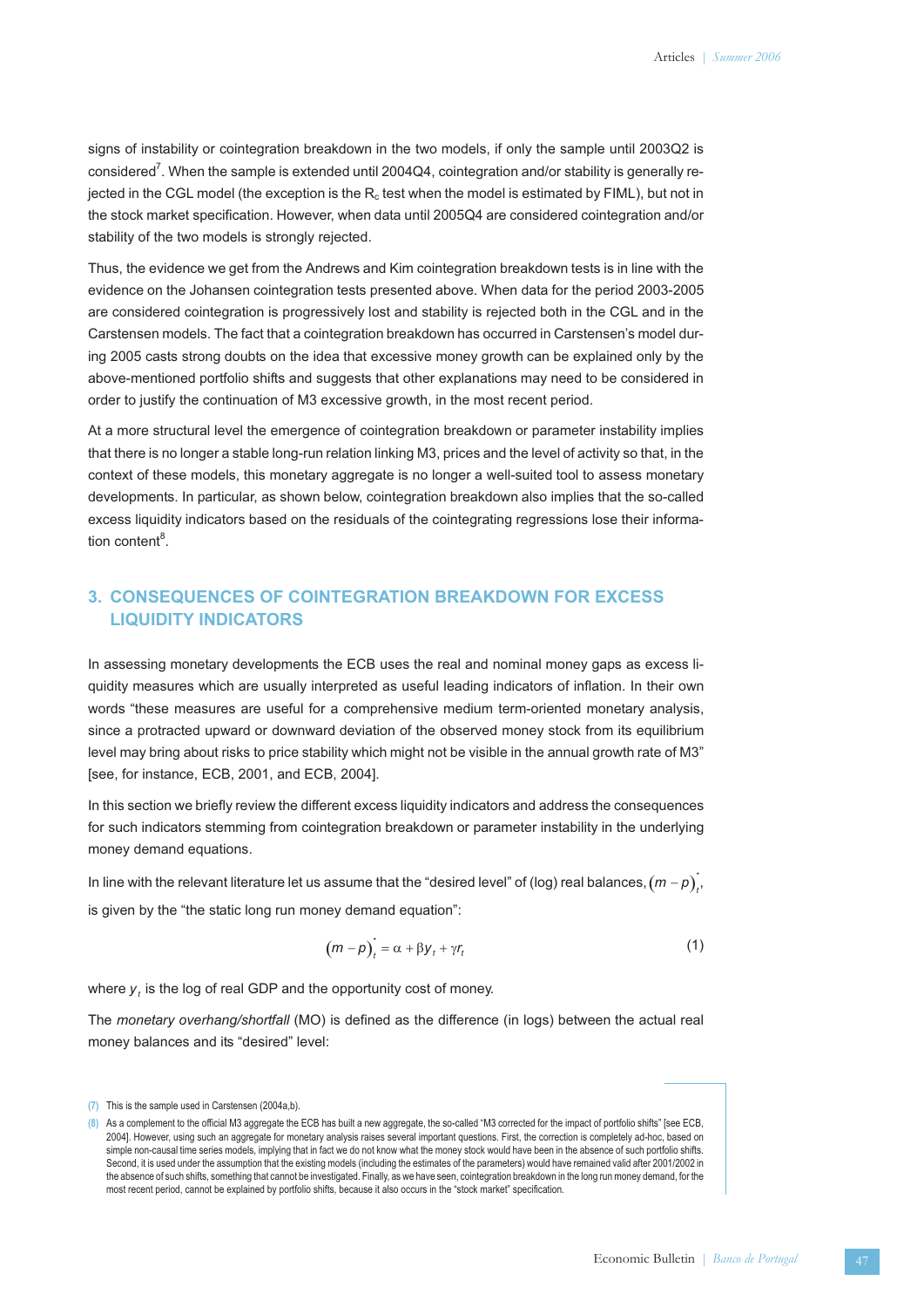signs of instability or cointegration breakdown in the two models, if only the sample until 2003Q2 is considered[7]. When the sample is extended until 2004Q4, cointegration and/or stability is generally rejected in the CGL model (the exception is the $R_c$ test when the model is estimated by FIML), but not in the stock market specification. However, when data until 2005Q4 are considered cointegration and/or stability of the two models is strongly rejected.

Thus, the evidence we get from the Andrews and Kim cointegration breakdown tests is in line with the evidence on the Johansen cointegration tests presented above. When data for the period 2003-2005 are considered cointegration is progressively lost and stability is rejected both in the CGL and in the Carstensen models. The fact that a cointegration breakdown has occurred in Carstensen's model during 2005 casts strong doubts on the idea that excessive money growth can be explained only by the above-mentioned portfolio shifts and suggests that other explanations may need to be considered in order to justify the continuation of M3 excessive growth, in the most recent period.

At a more structural level the emergence of cointegration breakdown or parameter instability implies that there is no longer a stable long-run relation linking M3, prices and the level of activity so that, in the context of these models, this monetary aggregate is no longer a well-suited tool to assess monetary developments. In particular, as shown below, cointegration breakdown also implies that the so-called excess liquidity indicators based on the residuals of the cointegrating regressions lose their information content[8].

## 3. CONSEQUENCES OF COINTEGRATION BREAKDOWN FOR EXCESS LIQUIDITY INDICATORS

In assessing monetary developments the ECB uses the real and nominal money gaps as excess liquidity measures which are usually interpreted as useful leading indicators of inflation. In their own words "these measures are useful for a comprehensive medium term-oriented monetary analysis, since a protracted upward or downward deviation of the observed money stock from its equilibrium level may bring about risks to price stability which might not be visible in the annual growth rate of M3" [see, for instance, ECB, 2001, and ECB, 2004].

In this section we briefly review the different excess liquidity indicators and address the consequences for such indicators stemming from cointegration breakdown or parameter instability in the underlying money demand equations.

In line with the relevant literature let us assume that the "desired level" of (log) real balances, $(m-p)_t^*$, is given by the "the static long run money demand equation":

$$(m-p)_t^* = \alpha + \beta y_t + \gamma r_t \tag{1}$$

where $y_t$ is the log of real GDP and the opportunity cost of money.

The *monetary overhang/shortfall* (MO) is defined as the difference (in logs) between the actual real money balances and its "desired" level:

---

(7) This is the sample used in Carstensen (2004a,b).

(8) As a complement to the official M3 aggregate the ECB has built a new aggregate, the so-called "M3 corrected for the impact of portfolio shifts" [see ECB, 2004]. However, using such an aggregate for monetary analysis raises several important questions. First, the correction is completely ad-hoc, based on simple non-causal time series models, implying that in fact we do not know what the money stock would have been in the absence of such portfolio shifts. Second, it is used under the assumption that the existing models (including the estimates of the parameters) would have remained valid after 2001/2002 in the absence of such shifts, something that cannot be investigated. Finally, as we have seen, cointegration breakdown in the long run money demand, for the most recent period, cannot be explained by portfolio shifts, because it also occurs in the "stock market" specification.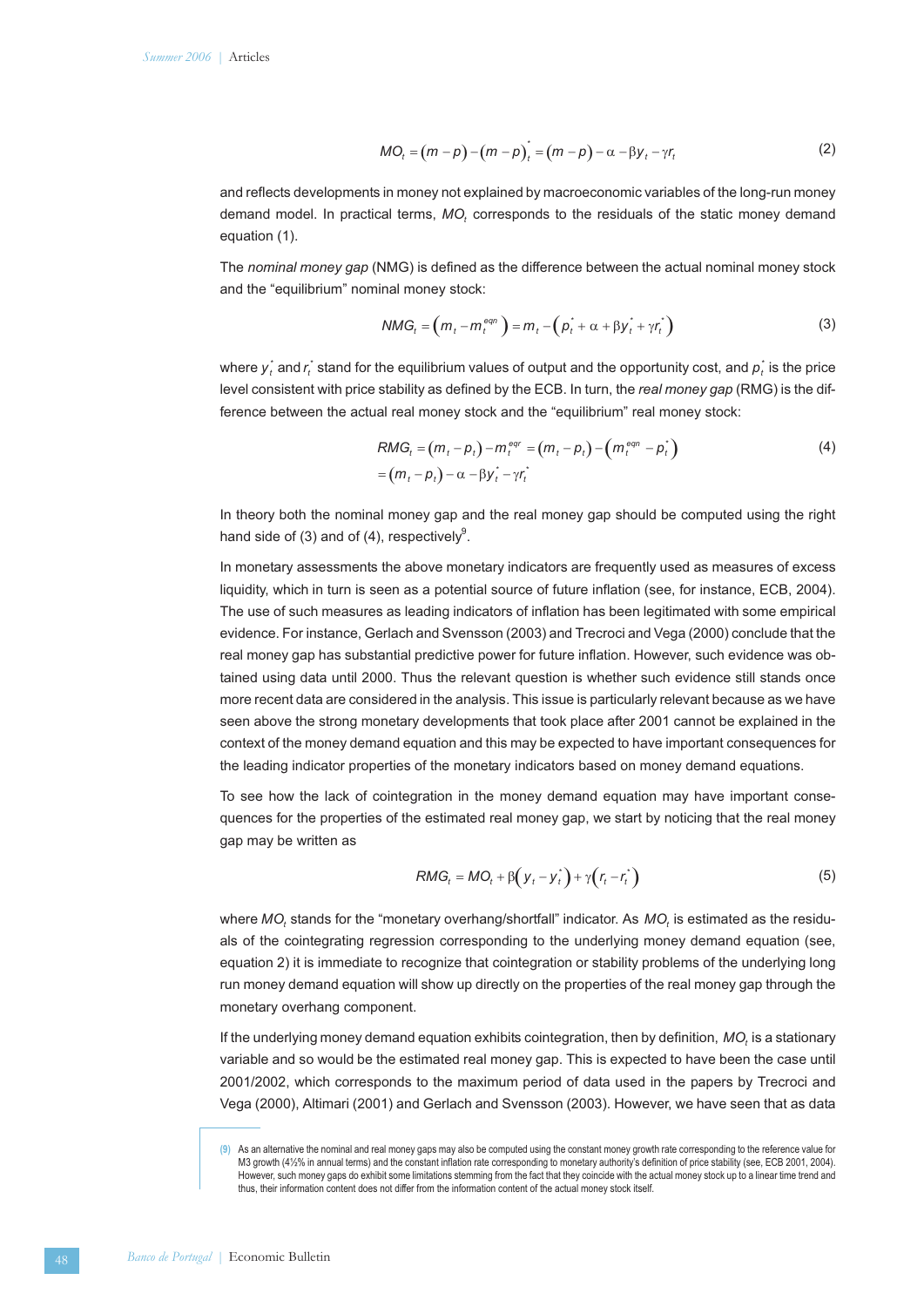$$MO_t = (m-p) - (m-p)_t^* = (m-p) - \alpha - \beta y_t - \gamma r_t \tag{2}$$

and reflects developments in money not explained by macroeconomic variables of the long-run money demand model. In practical terms, $MO_t$ corresponds to the residuals of the static money demand equation (1).

The *nominal money gap* (NMG) is defined as the difference between the actual nominal money stock and the "equilibrium" nominal money stock:

$$NMG_t = \left(m_t - m_t^{eqn}\right) = m_t - \left(p_t^* + \alpha + \beta y_t^* + \gamma r_t^*\right) \tag{3}$$

where $y_t^*$ and $r_t^*$ stand for the equilibrium values of output and the opportunity cost, and $p_t^*$ is the price level consistent with price stability as defined by the ECB. In turn, the *real money gap* (RMG) is the difference between the actual real money stock and the "equilibrium" real money stock:

$$\begin{aligned} RMG_t &= (m_t - p_t) - m_t^{eqr} = (m_t - p_t) - \left(m_t^{eqn} - p_t^*\right) \\ &= (m_t - p_t) - \alpha - \beta y_t^* - \gamma r_t^* \end{aligned} \tag{4}$$

In theory both the nominal money gap and the real money gap should be computed using the right hand side of (3) and of (4), respectively[9].

In monetary assessments the above monetary indicators are frequently used as measures of excess liquidity, which in turn is seen as a potential source of future inflation (see, for instance, ECB, 2004). The use of such measures as leading indicators of inflation has been legitimated with some empirical evidence. For instance, Gerlach and Svensson (2003) and Trecroci and Vega (2000) conclude that the real money gap has substantial predictive power for future inflation. However, such evidence was obtained using data until 2000. Thus the relevant question is whether such evidence still stands once more recent data are considered in the analysis. This issue is particularly relevant because as we have seen above the strong monetary developments that took place after 2001 cannot be explained in the context of the money demand equation and this may be expected to have important consequences for the leading indicator properties of the monetary indicators based on money demand equations.

To see how the lack of cointegration in the money demand equation may have important consequences for the properties of the estimated real money gap, we start by noticing that the real money gap may be written as

$$RMG_t = MO_t + \beta\left(y_t - y_t^*\right) + \gamma\left(r_t - r_t^*\right) \tag{5}$$

where $MO_t$ stands for the "monetary overhang/shortfall" indicator. As $MO_t$ is estimated as the residuals of the cointegrating regression corresponding to the underlying money demand equation (see, equation 2) it is immediate to recognize that cointegration or stability problems of the underlying long run money demand equation will show up directly on the properties of the real money gap through the monetary overhang component.

If the underlying money demand equation exhibits cointegration, then by definition, $MO_t$ is a stationary variable and so would be the estimated real money gap. This is expected to have been the case until 2001/2002, which corresponds to the maximum period of data used in the papers by Trecroci and Vega (2000), Altimari (2001) and Gerlach and Svensson (2003). However, we have seen that as data

(9) As an alternative the nominal and real money gaps may also be computed using the constant money growth rate corresponding to the reference value for M3 growth (4½% in annual terms) and the constant inflation rate corresponding to monetary authority's definition of price stability (see, ECB 2001, 2004). However, such money gaps do exhibit some limitations stemming from the fact that they coincide with the actual money stock up to a linear time trend and thus, their information content does not differ from the information content of the actual money stock itself.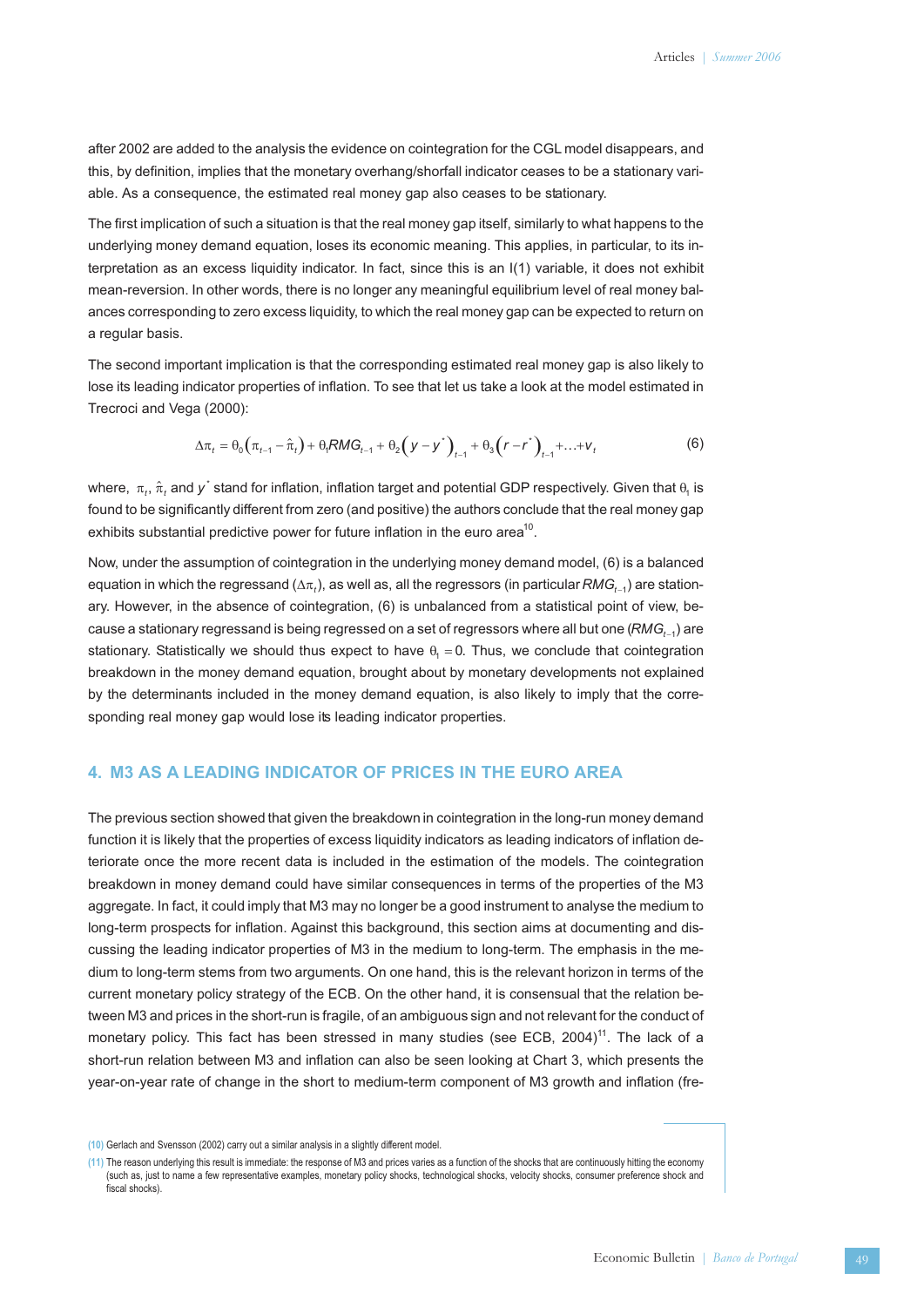after 2002 are added to the analysis the evidence on cointegration for the CGL model disappears, and this, by definition, implies that the monetary overhang/shorfall indicator ceases to be a stationary variable. As a consequence, the estimated real money gap also ceases to be stationary.

The first implication of such a situation is that the real money gap itself, similarly to what happens to the underlying money demand equation, loses its economic meaning. This applies, in particular, to its interpretation as an excess liquidity indicator. In fact, since this is an I(1) variable, it does not exhibit mean-reversion. In other words, there is no longer any meaningful equilibrium level of real money balances corresponding to zero excess liquidity, to which the real money gap can be expected to return on a regular basis.

The second important implication is that the corresponding estimated real money gap is also likely to lose its leading indicator properties of inflation. To see that let us take a look at the model estimated in Trecroci and Vega (2000):

$$\Delta\pi_t = \theta_0\left(\pi_{t-1} - \hat{\pi}_t\right) + \theta_1 RMG_{t-1} + \theta_2\left(y - y^*\right)_{t-1} + \theta_3\left(r - r^*\right)_{t-1} + \ldots + v_t \tag{6}$$

where, $\pi_t$, $\hat{\pi}_t$ and $y^*$ stand for inflation, inflation target and potential GDP respectively. Given that $\theta_1$ is found to be significantly different from zero (and positive) the authors conclude that the real money gap exhibits substantial predictive power for future inflation in the euro area[10].

Now, under the assumption of cointegration in the underlying money demand model, (6) is a balanced equation in which the regressand ($\Delta\pi_t$), as well as, all the regressors (in particular $RMG_{t-1}$) are stationary. However, in the absence of cointegration, (6) is unbalanced from a statistical point of view, because a stationary regressand is being regressed on a set of regressors where all but one ($RMG_{t-1}$) are stationary. Statistically we should thus expect to have $\theta_1 = 0$. Thus, we conclude that cointegration breakdown in the money demand equation, brought about by monetary developments not explained by the determinants included in the money demand equation, is also likely to imply that the corresponding real money gap would lose its leading indicator properties.

## 4. M3 AS A LEADING INDICATOR OF PRICES IN THE EURO AREA

The previous section showed that given the breakdown in cointegration in the long-run money demand function it is likely that the properties of excess liquidity indicators as leading indicators of inflation deteriorate once the more recent data is included in the estimation of the models. The cointegration breakdown in money demand could have similar consequences in terms of the properties of the M3 aggregate. In fact, it could imply that M3 may no longer be a good instrument to analyse the medium to long-term prospects for inflation. Against this background, this section aims at documenting and discussing the leading indicator properties of M3 in the medium to long-term. The emphasis in the medium to long-term stems from two arguments. On one hand, this is the relevant horizon in terms of the current monetary policy strategy of the ECB. On the other hand, it is consensual that the relation between M3 and prices in the short-run is fragile, of an ambiguous sign and not relevant for the conduct of monetary policy. This fact has been stressed in many studies (see ECB, 2004)[11]. The lack of a short-run relation between M3 and inflation can also be seen looking at Chart 3, which presents the year-on-year rate of change in the short to medium-term component of M3 growth and inflation (fre-

(10) Gerlach and Svensson (2002) carry out a similar analysis in a slightly different model.

(11) The reason underlying this result is immediate: the response of M3 and prices varies as a function of the shocks that are continuously hitting the economy (such as, just to name a few representative examples, monetary policy shocks, technological shocks, velocity shocks, consumer preference shock and fiscal shocks).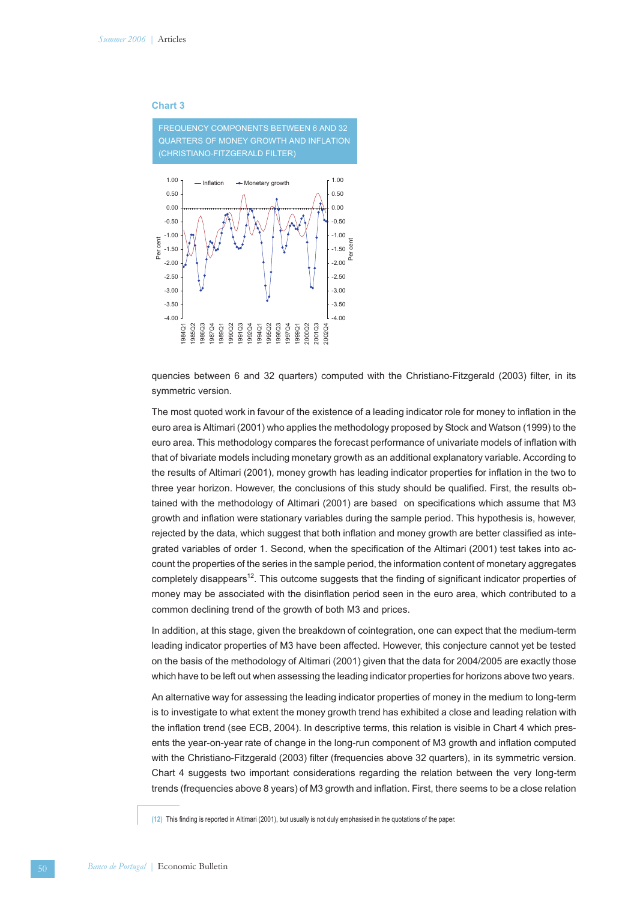**Chart 3**

FREQUENCY COMPONENTS BETWEEN 6 AND 32 QUARTERS OF MONEY GROWTH AND INFLATION (CHRISTIANO-FITZGERALD FILTER)

quencies between 6 and 32 quarters) computed with the Christiano-Fitzgerald (2003) filter, in its symmetric version.

The most quoted work in favour of the existence of a leading indicator role for money to inflation in the euro area is Altimari (2001) who applies the methodology proposed by Stock and Watson (1999) to the euro area. This methodology compares the forecast performance of univariate models of inflation with that of bivariate models including monetary growth as an additional explanatory variable. According to the results of Altimari (2001), money growth has leading indicator properties for inflation in the two to three year horizon. However, the conclusions of this study should be qualified. First, the results obtained with the methodology of Altimari (2001) are based on specifications which assume that M3 growth and inflation were stationary variables during the sample period. This hypothesis is, however, rejected by the data, which suggest that both inflation and money growth are better classified as integrated variables of order 1. Second, when the specification of the Altimari (2001) test takes into account the properties of the series in the sample period, the information content of monetary aggregates completely disappears[12]. This outcome suggests that the finding of significant indicator properties of money may be associated with the disinflation period seen in the euro area, which contributed to a common declining trend of the growth of both M3 and prices.

In addition, at this stage, given the breakdown of cointegration, one can expect that the medium-term leading indicator properties of M3 have been affected. However, this conjecture cannot yet be tested on the basis of the methodology of Altimari (2001) given that the data for 2004/2005 are exactly those which have to be left out when assessing the leading indicator properties for horizons above two years.

An alternative way for assessing the leading indicator properties of money in the medium to long-term is to investigate to what extent the money growth trend has exhibited a close and leading relation with the inflation trend (see ECB, 2004). In descriptive terms, this relation is visible in Chart 4 which presents the year-on-year rate of change in the long-run component of M3 growth and inflation computed with the Christiano-Fitzgerald (2003) filter (frequencies above 32 quarters), in its symmetric version. Chart 4 suggests two important considerations regarding the relation between the very long-term trends (frequencies above 8 years) of M3 growth and inflation. First, there seems to be a close relation

(12) This finding is reported in Altimari (2001), but usually is not duly emphasised in the quotations of the paper.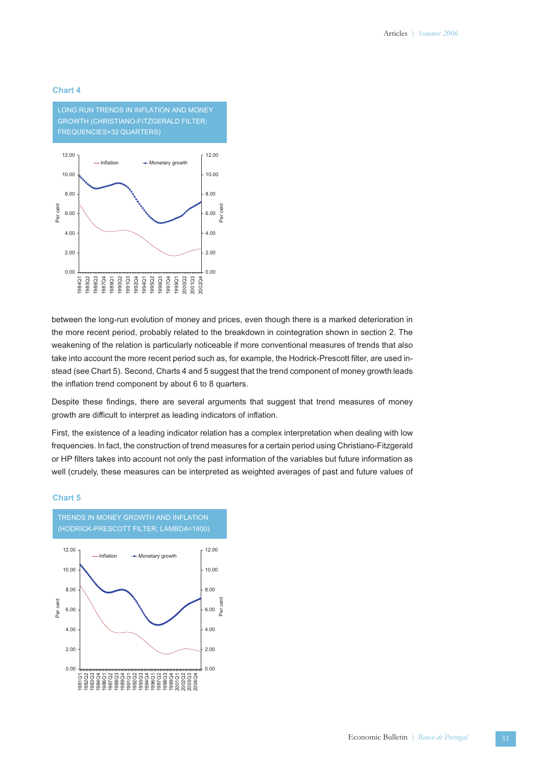**Chart 4**

LONG RUN TRENDS IN INFLATION AND MONEY GROWTH (CHRISTIANO-FITZGERALD FILTER; FREQUENCIES>32 QUARTERS)

between the long-run evolution of money and prices, even though there is a marked deterioration in the more recent period, probably related to the breakdown in cointegration shown in section 2. The weakening of the relation is particularly noticeable if more conventional measures of trends that also take into account the more recent period such as, for example, the Hodrick-Prescott filter, are used instead (see Chart 5). Second, Charts 4 and 5 suggest that the trend component of money growth leads the inflation trend component by about 6 to 8 quarters.

Despite these findings, there are several arguments that suggest that trend measures of money growth are difficult to interpret as leading indicators of inflation.

First, the existence of a leading indicator relation has a complex interpretation when dealing with low frequencies. In fact, the construction of trend measures for a certain period using Christiano-Fitzgerald or HP filters takes into account not only the past information of the variables but future information as well (crudely, these measures can be interpreted as weighted averages of past and future values of

**Chart 5**

TRENDS IN MONEY GROWTH AND INFLATION (HODRICK-PRESCOTT FILTER; LAMBDA=1600)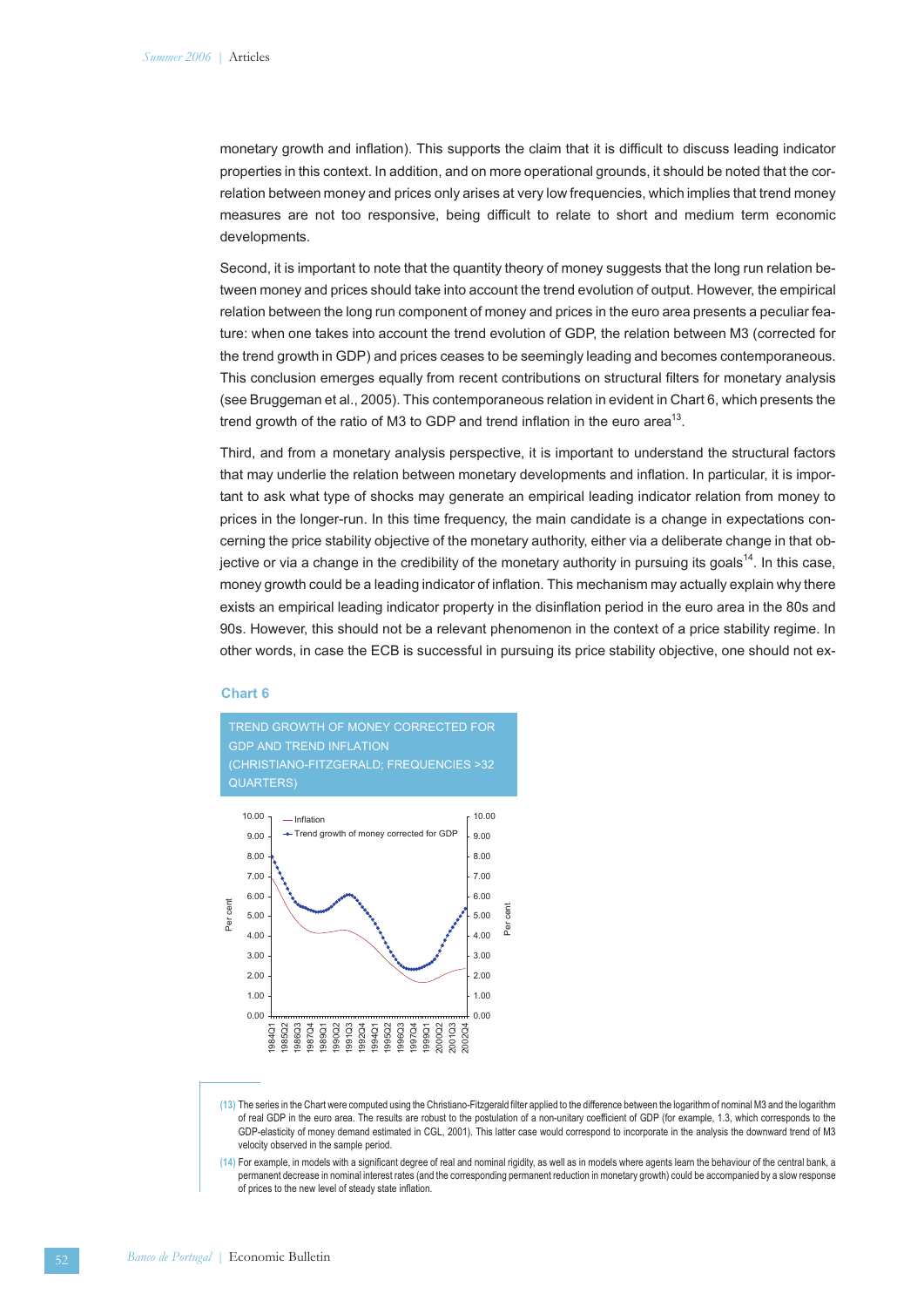monetary growth and inflation). This supports the claim that it is difficult to discuss leading indicator properties in this context. In addition, and on more operational grounds, it should be noted that the correlation between money and prices only arises at very low frequencies, which implies that trend money measures are not too responsive, being difficult to relate to short and medium term economic developments.

Second, it is important to note that the quantity theory of money suggests that the long run relation between money and prices should take into account the trend evolution of output. However, the empirical relation between the long run component of money and prices in the euro area presents a peculiar feature: when one takes into account the trend evolution of GDP, the relation between M3 (corrected for the trend growth in GDP) and prices ceases to be seemingly leading and becomes contemporaneous. This conclusion emerges equally from recent contributions on structural filters for monetary analysis (see Bruggeman et al., 2005). This contemporaneous relation in evident in Chart 6, which presents the trend growth of the ratio of M3 to GDP and trend inflation in the euro area[13].

Third, and from a monetary analysis perspective, it is important to understand the structural factors that may underlie the relation between monetary developments and inflation. In particular, it is important to ask what type of shocks may generate an empirical leading indicator relation from money to prices in the longer-run. In this time frequency, the main candidate is a change in expectations concerning the price stability objective of the monetary authority, either via a deliberate change in that objective or via a change in the credibility of the monetary authority in pursuing its goals[14]. In this case, money growth could be a leading indicator of inflation. This mechanism may actually explain why there exists an empirical leading indicator property in the disinflation period in the euro area in the 80s and 90s. However, this should not be a relevant phenomenon in the context of a price stability regime. In other words, in case the ECB is successful in pursuing its price stability objective, one should not ex-

**Chart 6**

TREND GROWTH OF MONEY CORRECTED FOR GDP AND TREND INFLATION (CHRISTIANO-FITZGERALD; FREQUENCIES >32 QUARTERS)

---

(13) The series in the Chart were computed using the Christiano-Fitzgerald filter applied to the difference between the logarithm of nominal M3 and the logarithm of real GDP in the euro area. The results are robust to the postulation of a non-unitary coefficient of GDP (for example, 1.3, which corresponds to the GDP-elasticity of money demand estimated in CGL, 2001). This latter case would correspond to incorporate in the analysis the downward trend of M3 velocity observed in the sample period.

(14) For example, in models with a significant degree of real and nominal rigidity, as well as in models where agents learn the behaviour of the central bank, a permanent decrease in nominal interest rates (and the corresponding permanent reduction in monetary growth) could be accompanied by a slow response of prices to the new level of steady state inflation.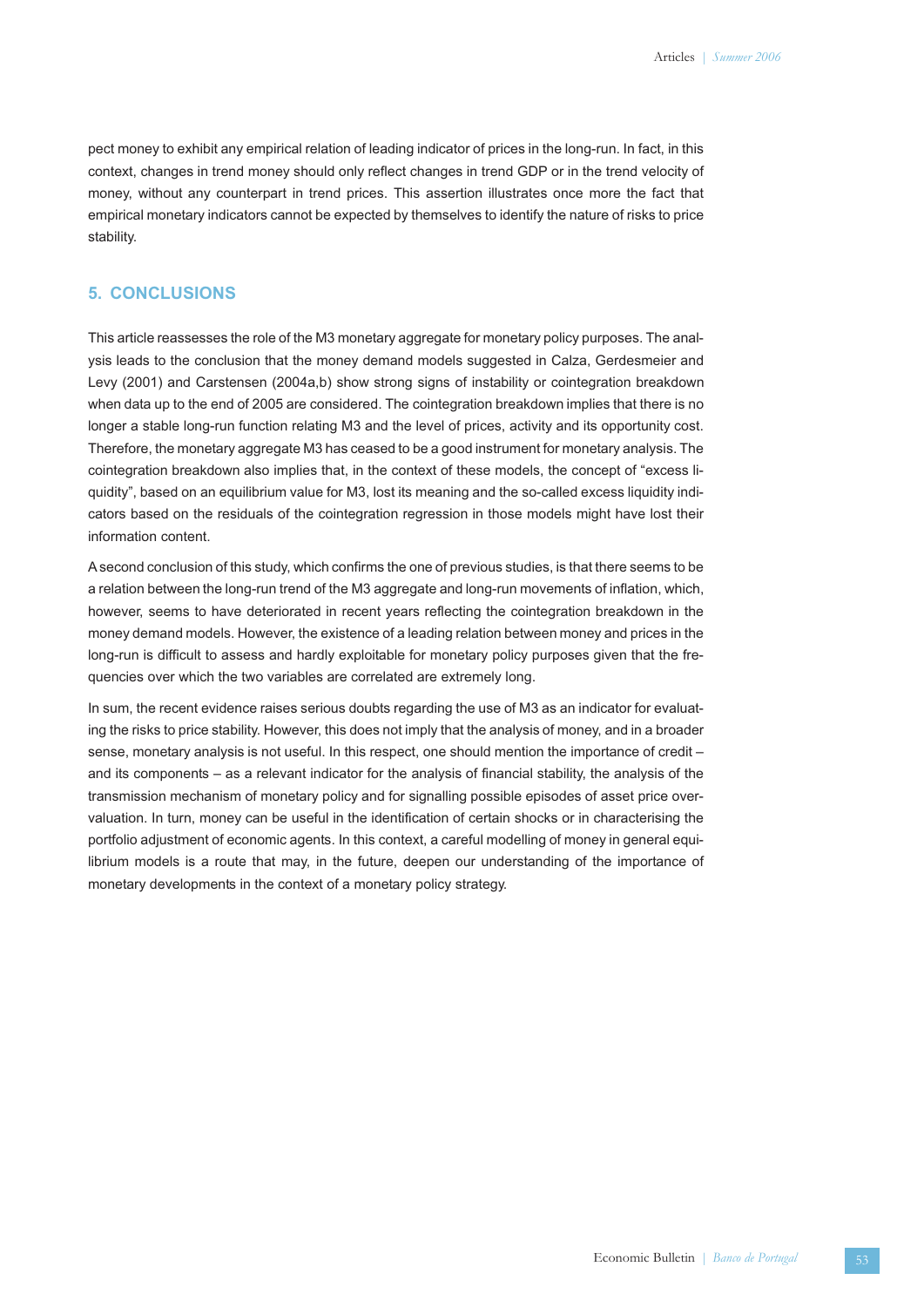pect money to exhibit any empirical relation of leading indicator of prices in the long-run. In fact, in this context, changes in trend money should only reflect changes in trend GDP or in the trend velocity of money, without any counterpart in trend prices. This assertion illustrates once more the fact that empirical monetary indicators cannot be expected by themselves to identify the nature of risks to price stability.

## 5. CONCLUSIONS

This article reassesses the role of the M3 monetary aggregate for monetary policy purposes. The analysis leads to the conclusion that the money demand models suggested in Calza, Gerdesmeier and Levy (2001) and Carstensen (2004a,b) show strong signs of instability or cointegration breakdown when data up to the end of 2005 are considered. The cointegration breakdown implies that there is no longer a stable long-run function relating M3 and the level of prices, activity and its opportunity cost. Therefore, the monetary aggregate M3 has ceased to be a good instrument for monetary analysis. The cointegration breakdown also implies that, in the context of these models, the concept of "excess liquidity", based on an equilibrium value for M3, lost its meaning and the so-called excess liquidity indicators based on the residuals of the cointegration regression in those models might have lost their information content.

A second conclusion of this study, which confirms the one of previous studies, is that there seems to be a relation between the long-run trend of the M3 aggregate and long-run movements of inflation, which, however, seems to have deteriorated in recent years reflecting the cointegration breakdown in the money demand models. However, the existence of a leading relation between money and prices in the long-run is difficult to assess and hardly exploitable for monetary policy purposes given that the frequencies over which the two variables are correlated are extremely long.

In sum, the recent evidence raises serious doubts regarding the use of M3 as an indicator for evaluating the risks to price stability. However, this does not imply that the analysis of money, and in a broader sense, monetary analysis is not useful. In this respect, one should mention the importance of credit – and its components – as a relevant indicator for the analysis of financial stability, the analysis of the transmission mechanism of monetary policy and for signalling possible episodes of asset price overvaluation. In turn, money can be useful in the identification of certain shocks or in characterising the portfolio adjustment of economic agents. In this context, a careful modelling of money in general equilibrium models is a route that may, in the future, deepen our understanding of the importance of monetary developments in the context of a monetary policy strategy.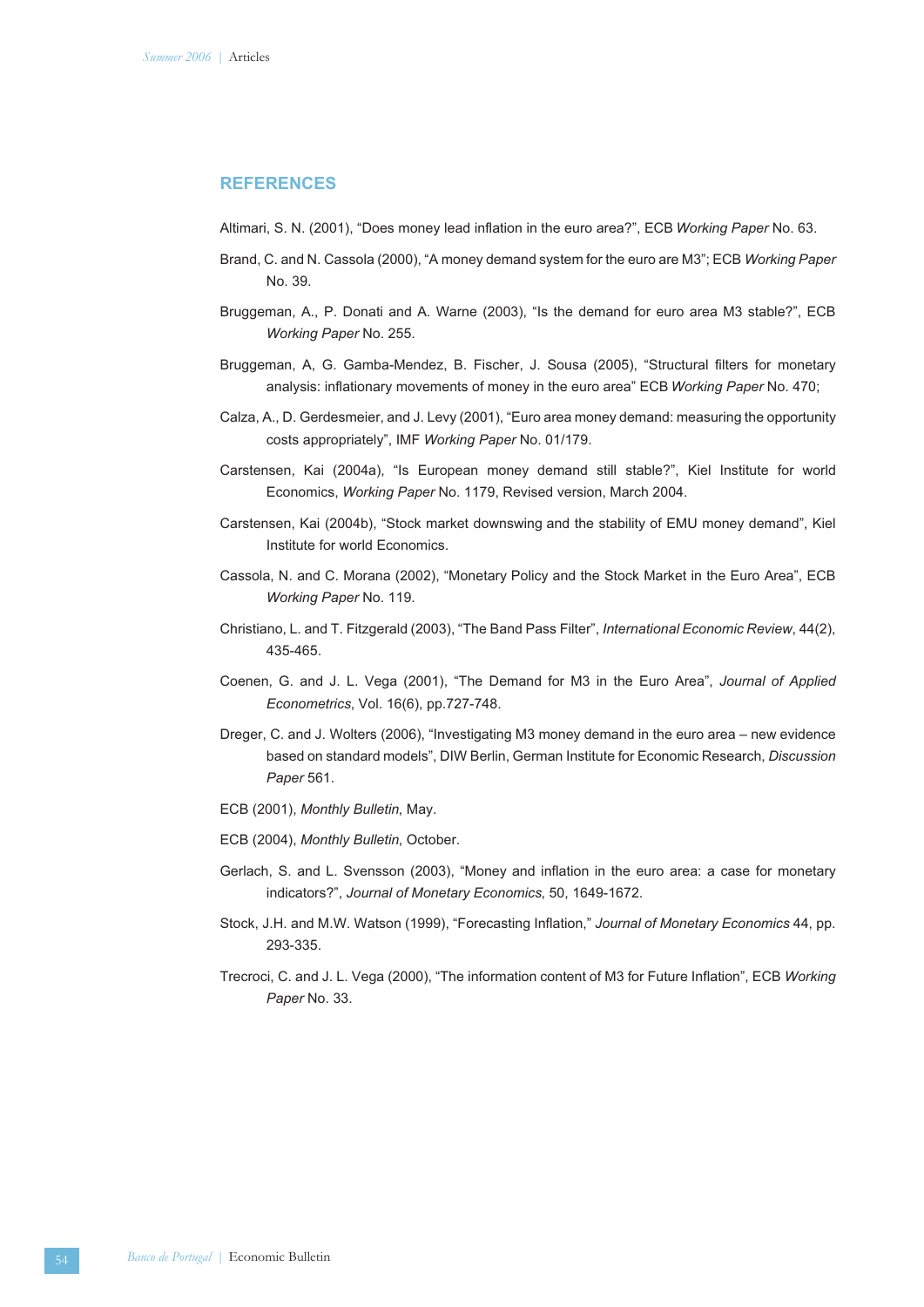## REFERENCES

Altimari, S. N. (2001), "Does money lead inflation in the euro area?", ECB *Working Paper* No. 63.

Brand, C. and N. Cassola (2000), "A money demand system for the euro are M3"; ECB *Working Paper* No. 39.

Bruggeman, A., P. Donati and A. Warne (2003), "Is the demand for euro area M3 stable?", ECB *Working Paper* No. 255.

Bruggeman, A, G. Gamba-Mendez, B. Fischer, J. Sousa (2005), "Structural filters for monetary analysis: inflationary movements of money in the euro area" ECB *Working Paper* No. 470;

Calza, A., D. Gerdesmeier, and J. Levy (2001), "Euro area money demand: measuring the opportunity costs appropriately", IMF *Working Paper* No. 01/179.

Carstensen, Kai (2004a), "Is European money demand still stable?", Kiel Institute for world Economics, *Working Paper* No. 1179, Revised version, March 2004.

Carstensen, Kai (2004b), "Stock market downswing and the stability of EMU money demand", Kiel Institute for world Economics.

Cassola, N. and C. Morana (2002), "Monetary Policy and the Stock Market in the Euro Area", ECB *Working Paper* No. 119.

Christiano, L. and T. Fitzgerald (2003), "The Band Pass Filter", *International Economic Review*, 44(2), 435-465.

Coenen, G. and J. L. Vega (2001), "The Demand for M3 in the Euro Area", *Journal of Applied Econometrics*, Vol. 16(6), pp.727-748.

Dreger, C. and J. Wolters (2006), "Investigating M3 money demand in the euro area – new evidence based on standard models", DIW Berlin, German Institute for Economic Research, *Discussion Paper* 561.

ECB (2001), *Monthly Bulletin*, May.

ECB (2004), *Monthly Bulletin*, October.

Gerlach, S. and L. Svensson (2003), "Money and inflation in the euro area: a case for monetary indicators?", *Journal of Monetary Economics*, 50, 1649-1672.

Stock, J.H. and M.W. Watson (1999), "Forecasting Inflation," *Journal of Monetary Economics* 44, pp. 293-335.

Trecroci, C. and J. L. Vega (2000), "The information content of M3 for Future Inflation", ECB *Working Paper* No. 33.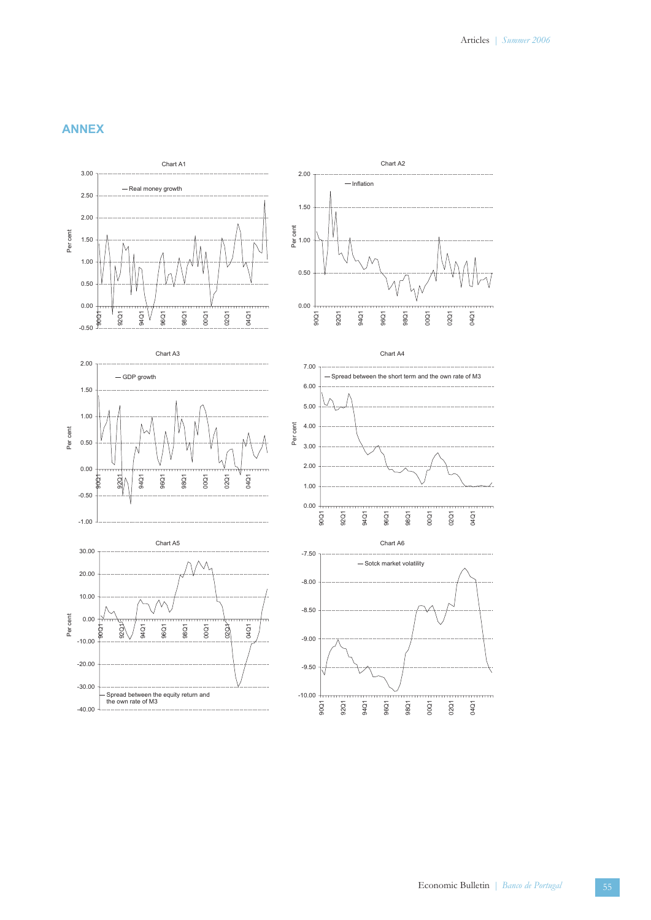## ANNEX

Chart A1

Per cent

3.00
2.50
2.00
1.50
1.00
0.50
0.00
-0.50

— Real money growth

90Q1 92Q1 94Q1 96Q1 98Q1 00Q1 02Q1 04Q1

Chart A2

Per cent

2.00
1.50
1.00
0.50
0.00

— Inflation

90Q1 92Q1 94Q1 96Q1 98Q1 00Q1 02Q1 04Q1

Chart A3

Per cent

2.00
1.50
1.00
0.50
0.00
-0.50
-1.00

— GDP growth

90Q1 92Q1 94Q1 96Q1 98Q1 00Q1 02Q1 04Q1

Chart A4

Per cent

7.00
6.00
5.00
4.00
3.00
2.00
1.00
0.00

— Spread between the short term and the own rate of M3

90Q1 92Q1 94Q1 96Q1 98Q1 00Q1 02Q1 04Q1

Chart A5

Per cent

30.00
20.00
10.00
0.00
-10.00
-20.00
-30.00
-40.00

— Spread between the equity return and the own rate of M3

90Q1 92Q1 94Q1 96Q1 98Q1 00Q1 02Q1 04Q1

Chart A6

-7.50
-8.00
-8.50
-9.00
-9.50
-10.00

— Sotck market volatility

90Q1 92Q1 94Q1 96Q1 98Q1 00Q1 02Q1 04Q1